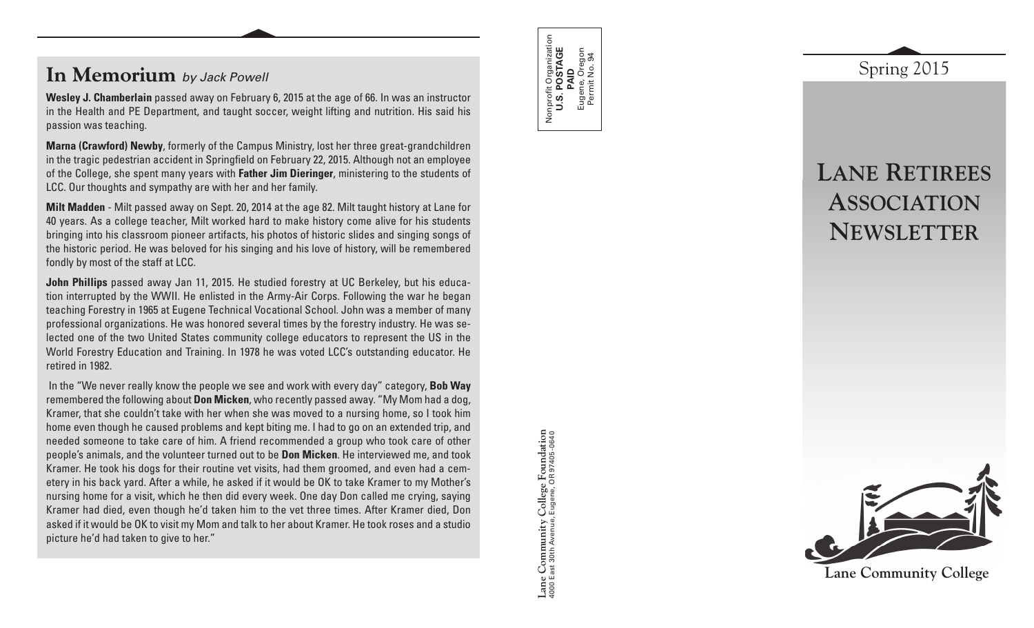# In Memorium *by Jack Powell*

**Wesley J. Chamberlain** passed away on February 6, 2015 at the age of 66. In was an instructor in the Health and PE Department, and taught soccer, weight lifting and nutrition. His said his passion was teaching.

**Marna (Crawford) Newby**, formerly of the Campus Ministry, lost her three great-grandchildren in the tragic pedestrian accident in Springfield on February 22, 2015. Although not an employee of the College, she spent many years with **Father Jim Dieringer**, ministering to the students of LCC. Our thoughts and sympathy are with her and her family.

**Milt Madden** - Milt passed away on Sept. 20, 2014 at the age 82. Milt taught history at Lane for 40 years. As a college teacher, Milt worked hard to make history come alive for his students bringing into his classroom pioneer artifacts, his photos of historic slides and singing songs of the historic period. He was beloved for his singing and his love of history, will be remembered fondly by most of the staff at LCC.

**John Phillips** passed away Jan 11, 2015. He studied forestry at UC Berkeley, but his education interrupted by the WWII. He enlisted in the Army-Air Corps. Following the war he began teaching Forestry in 1965 at Eugene Technical Vocational School. John was a member of many professional organizations. He was honored several times by the forestry industry. He was selected one of the two United States community college educators to represent the US in the World Forestry Education and Training. In 1978 he was voted LCC's outstanding educator. He retired in 1982.

In the "We never really know the people we see and work with every day" category, **Bob Way** remembered the following about **Don Micken**, who recently passed away. "My Mom had a dog, Kramer, that she couldn't take with her when she was moved to a nursing home, so I took him home even though he caused problems and kept biting me. I had to go on an extended trip, and needed someone to take care of him. A friend recommended a group who took care of other people's animals, and the volunteer turned out to be **Don Micken**. He interviewed me, and took Kramer. He took his dogs for their routine vet visits, had them groomed, and even had a cemetery in his back yard. After a while, he asked if it would be OK to take Kramer to my Mother's nursing home for a visit, which he then did every week. One day Don called me crying, saying Kramer had died, even though he'd taken him to the vet three times. After Kramer died, Don asked if it would be OK to visit my Mom and talk to her about Kramer. He took roses and a studio picture he'd had taken to give to her."

Nonprofit Organization
**U.S. POSTAGE**
**PAID**
Eugene, Oregon
Permit No. 94

**Lane Community College Foundation**
4000 East 30th Avenue, Eugene, OR 97405-0640

Spring 2015

# Lane Retirees Association Newsletter

**Lane Community College**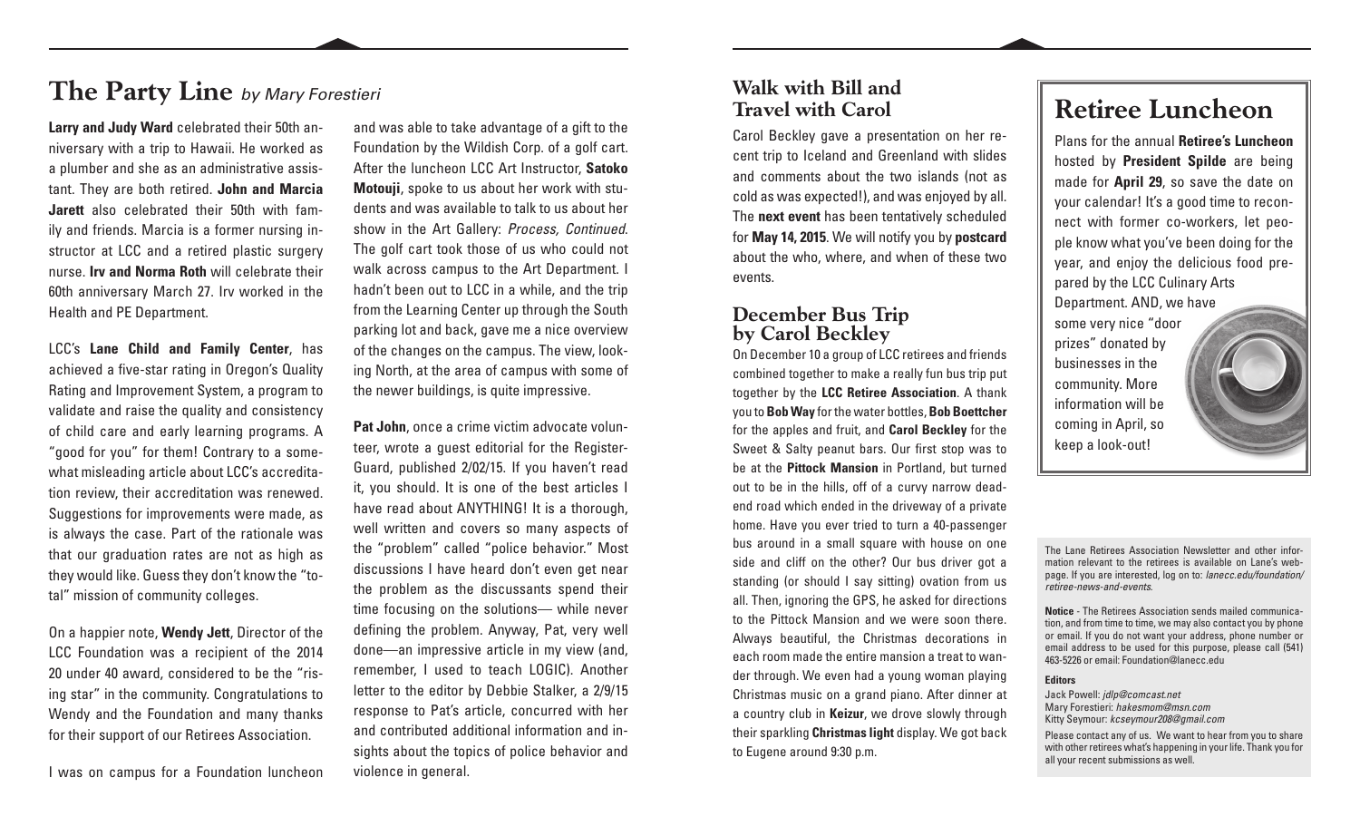## The Party Line *by Mary Forestieri*

**Larry and Judy Ward** celebrated their 50th anniversary with a trip to Hawaii. He worked as a plumber and she as an administrative assistant. They are both retired. **John and Marcia Jarett** also celebrated their 50th with family and friends. Marcia is a former nursing instructor at LCC and a retired plastic surgery nurse. **Irv and Norma Roth** will celebrate their 60th anniversary March 27. Irv worked in the Health and PE Department.

LCC's **Lane Child and Family Center**, has achieved a five-star rating in Oregon's Quality Rating and Improvement System, a program to validate and raise the quality and consistency of child care and early learning programs. A "good for you" for them! Contrary to a somewhat misleading article about LCC's accreditation review, their accreditation was renewed. Suggestions for improvements were made, as is always the case. Part of the rationale was that our graduation rates are not as high as they would like. Guess they don't know the "total" mission of community colleges.

On a happier note, **Wendy Jett**, Director of the LCC Foundation was a recipient of the 2014 20 under 40 award, considered to be the "rising star" in the community. Congratulations to Wendy and the Foundation and many thanks for their support of our Retirees Association.

I was on campus for a Foundation luncheon and was able to take advantage of a gift to the Foundation by the Wildish Corp. of a golf cart. After the luncheon LCC Art Instructor, **Satoko Motouji**, spoke to us about her work with students and was available to talk to us about her show in the Art Gallery: *Process, Continued*. The golf cart took those of us who could not walk across campus to the Art Department. I hadn't been out to LCC in a while, and the trip from the Learning Center up through the South parking lot and back, gave me a nice overview of the changes on the campus. The view, looking North, at the area of campus with some of the newer buildings, is quite impressive.

**Pat John**, once a crime victim advocate volunteer, wrote a guest editorial for the Register-Guard, published 2/02/15. If you haven't read it, you should. It is one of the best articles I have read about ANYTHING! It is a thorough, well written and covers so many aspects of the "problem" called "police behavior." Most discussions I have heard don't even get near the problem as the discussants spend their time focusing on the solutions— while never defining the problem. Anyway, Pat, very well done—an impressive article in my view (and, remember, I used to teach LOGIC). Another letter to the editor by Debbie Stalker, a 2/9/15 response to Pat's article, concurred with her and contributed additional information and insights about the topics of police behavior and violence in general.

## Walk with Bill and Travel with Carol

Carol Beckley gave a presentation on her recent trip to Iceland and Greenland with slides and comments about the two islands (not as cold as was expected!), and was enjoyed by all. The **next event** has been tentatively scheduled for **May 14, 2015**. We will notify you by **postcard** about the who, where, and when of these two events.

## December Bus Trip by Carol Beckley

On December 10 a group of LCC retirees and friends combined together to make a really fun bus trip put together by the **LCC Retiree Association**. A thank you to **Bob Way** for the water bottles, **Bob Boettcher** for the apples and fruit, and **Carol Beckley** for the Sweet & Salty peanut bars. Our first stop was to be at the **Pittock Mansion** in Portland, but turned out to be in the hills, off of a curvy narrow dead-end road which ended in the driveway of a private home. Have you ever tried to turn a 40-passenger bus around in a small square with house on one side and cliff on the other? Our bus driver got a standing (or should I say sitting) ovation from us all. Then, ignoring the GPS, he asked for directions to the Pittock Mansion and we were soon there. Always beautiful, the Christmas decorations in each room made the entire mansion a treat to wander through. We even had a young woman playing Christmas music on a grand piano. After dinner at a country club in **Keizur**, we drove slowly through their sparkling **Christmas light** display. We got back to Eugene around 9:30 p.m.

## Retiree Luncheon

Plans for the annual **Retiree's Luncheon** hosted by **President Spilde** are being made for **April 29**, so save the date on your calendar! It's a good time to reconnect with former co-workers, let people know what you've been doing for the year, and enjoy the delicious food prepared by the LCC Culinary Arts Department. AND, we have some very nice "door prizes" donated by businesses in the community. More information will be coming in April, so keep a look-out!

The Lane Retirees Association Newsletter and other information relevant to the retirees is available on Lane's webpage. If you are interested, log on to: *lanecc.edu/foundation/retiree-news-and-events.*

**Notice** - The Retirees Association sends mailed communication, and from time to time, we may also contact you by phone or email. If you do not want your address, phone number or email address to be used for this purpose, please call (541) 463-5226 or email: Foundation@lanecc.edu

**Editors**

Jack Powell: *jdlp@comcast.net*
Mary Forestieri: *hakesmom@msn.com*
Kitty Seymour: *kcseymour208@gmail.com*

Please contact any of us. We want to hear from you to share with other retirees what's happening in your life. Thank you for all your recent submissions as well.